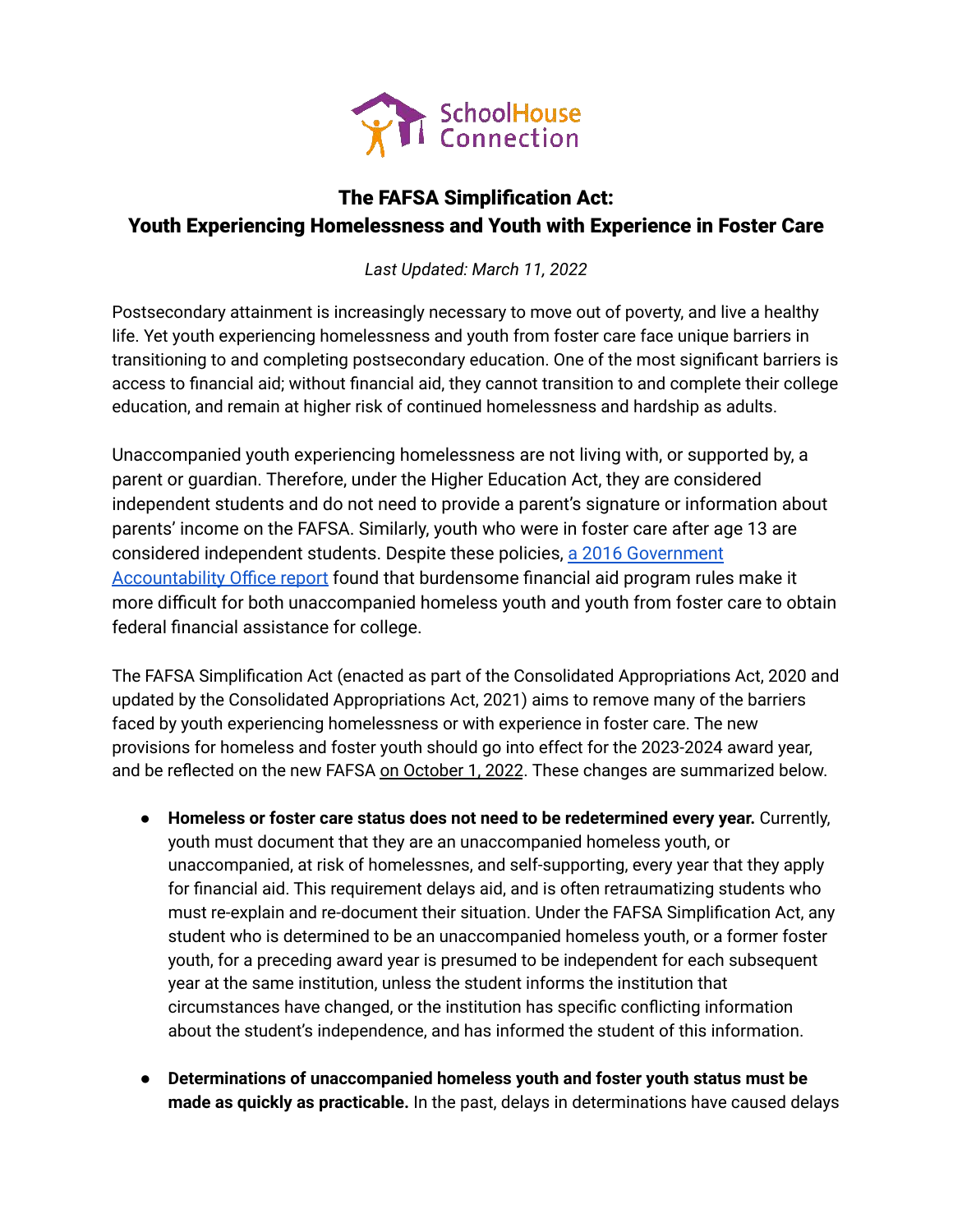SchoolHouse Connection

# The FAFSA Simplification Act: Youth Experiencing Homelessness and Youth with Experience in Foster Care

*Last Updated: March 11, 2022*

Postsecondary attainment is increasingly necessary to move out of poverty, and live a healthy life. Yet youth experiencing homelessness and youth from foster care face unique barriers in transitioning to and completing postsecondary education. One of the most significant barriers is access to financial aid; without financial aid, they cannot transition to and complete their college education, and remain at higher risk of continued homelessness and hardship as adults.

Unaccompanied youth experiencing homelessness are not living with, or supported by, a parent or guardian. Therefore, under the Higher Education Act, they are considered independent students and do not need to provide a parent's signature or information about parents' income on the FAFSA. Similarly, youth who were in foster care after age 13 are considered independent students. Despite these policies, [a 2016 Government Accountability Office report]() found that burdensome financial aid program rules make it more difficult for both unaccompanied homeless youth and youth from foster care to obtain federal financial assistance for college.

The FAFSA Simplification Act (enacted as part of the Consolidated Appropriations Act, 2020 and updated by the Consolidated Appropriations Act, 2021) aims to remove many of the barriers faced by youth experiencing homelessness or with experience in foster care. The new provisions for homeless and foster youth should go into effect for the 2023-2024 award year, and be reflected on the new FAFSA on October 1, 2022. These changes are summarized below.

- **Homeless or foster care status does not need to be redetermined every year.** Currently, youth must document that they are an unaccompanied homeless youth, or unaccompanied, at risk of homelessnes, and self-supporting, every year that they apply for financial aid. This requirement delays aid, and is often retraumatizing students who must re-explain and re-document their situation. Under the FAFSA Simplification Act, any student who is determined to be an unaccompanied homeless youth, or a former foster youth, for a preceding award year is presumed to be independent for each subsequent year at the same institution, unless the student informs the institution that circumstances have changed, or the institution has specific conflicting information about the student's independence, and has informed the student of this information.
- **Determinations of unaccompanied homeless youth and foster youth status must be made as quickly as practicable.** In the past, delays in determinations have caused delays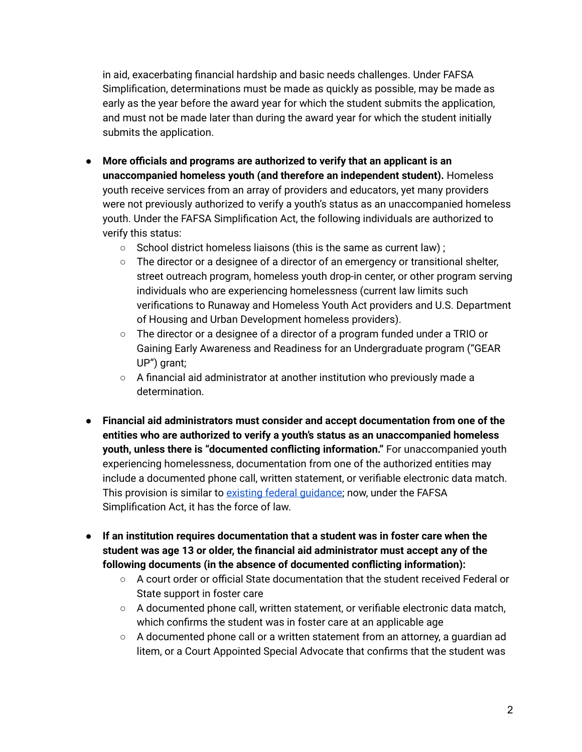in aid, exacerbating financial hardship and basic needs challenges. Under FAFSA Simplification, determinations must be made as quickly as possible, may be made as early as the year before the award year for which the student submits the application, and must not be made later than during the award year for which the student initially submits the application.

- **More officials and programs are authorized to verify that an applicant is an unaccompanied homeless youth (and therefore an independent student).** Homeless youth receive services from an array of providers and educators, yet many providers were not previously authorized to verify a youth's status as an unaccompanied homeless youth. Under the FAFSA Simplification Act, the following individuals are authorized to verify this status:
  - School district homeless liaisons (this is the same as current law) ;
  - The director or a designee of a director of an emergency or transitional shelter, street outreach program, homeless youth drop-in center, or other program serving individuals who are experiencing homelessness (current law limits such verifications to Runaway and Homeless Youth Act providers and U.S. Department of Housing and Urban Development homeless providers).
  - The director or a designee of a director of a program funded under a TRIO or Gaining Early Awareness and Readiness for an Undergraduate program ("GEAR UP") grant;
  - A financial aid administrator at another institution who previously made a determination.

- **Financial aid administrators must consider and accept documentation from one of the entities who are authorized to verify a youth's status as an unaccompanied homeless youth, unless there is "documented conflicting information."** For unaccompanied youth experiencing homelessness, documentation from one of the authorized entities may include a documented phone call, written statement, or verifiable electronic data match. This provision is similar to existing federal guidance; now, under the FAFSA Simplification Act, it has the force of law.

- **If an institution requires documentation that a student was in foster care when the student was age 13 or older, the financial aid administrator must accept any of the following documents (in the absence of documented conflicting information):**
  - A court order or official State documentation that the student received Federal or State support in foster care
  - A documented phone call, written statement, or verifiable electronic data match, which confirms the student was in foster care at an applicable age
  - A documented phone call or a written statement from an attorney, a guardian ad litem, or a Court Appointed Special Advocate that confirms that the student was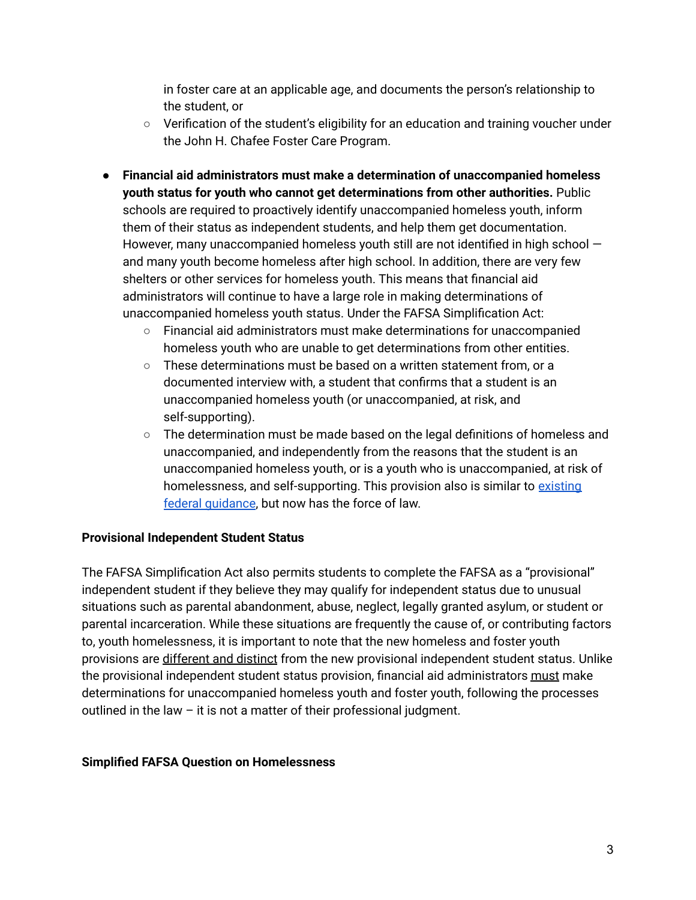in foster care at an applicable age, and documents the person's relationship to the student, or
    - Verification of the student's eligibility for an education and training voucher under the John H. Chafee Foster Care Program.

- **Financial aid administrators must make a determination of unaccompanied homeless youth status for youth who cannot get determinations from other authorities.** Public schools are required to proactively identify unaccompanied homeless youth, inform them of their status as independent students, and help them get documentation. However, many unaccompanied homeless youth still are not identified in high school — and many youth become homeless after high school. In addition, there are very few shelters or other services for homeless youth. This means that financial aid administrators will continue to have a large role in making determinations of unaccompanied homeless youth status. Under the FAFSA Simplification Act:
    - Financial aid administrators must make determinations for unaccompanied homeless youth who are unable to get determinations from other entities.
    - These determinations must be based on a written statement from, or a documented interview with, a student that confirms that a student is an unaccompanied homeless youth (or unaccompanied, at risk, and self-supporting).
    - The determination must be made based on the legal definitions of homeless and unaccompanied, and independently from the reasons that the student is an unaccompanied homeless youth, or is a youth who is unaccompanied, at risk of homelessness, and self-supporting. This provision also is similar to existing federal guidance, but now has the force of law.

**Provisional Independent Student Status**

The FAFSA Simplification Act also permits students to complete the FAFSA as a "provisional" independent student if they believe they may qualify for independent status due to unusual situations such as parental abandonment, abuse, neglect, legally granted asylum, or student or parental incarceration. While these situations are frequently the cause of, or contributing factors to, youth homelessness, it is important to note that the new homeless and foster youth provisions are different and distinct from the new provisional independent student status. Unlike the provisional independent student status provision, financial aid administrators must make determinations for unaccompanied homeless youth and foster youth, following the processes outlined in the law – it is not a matter of their professional judgment.

**Simplified FAFSA Question on Homelessness**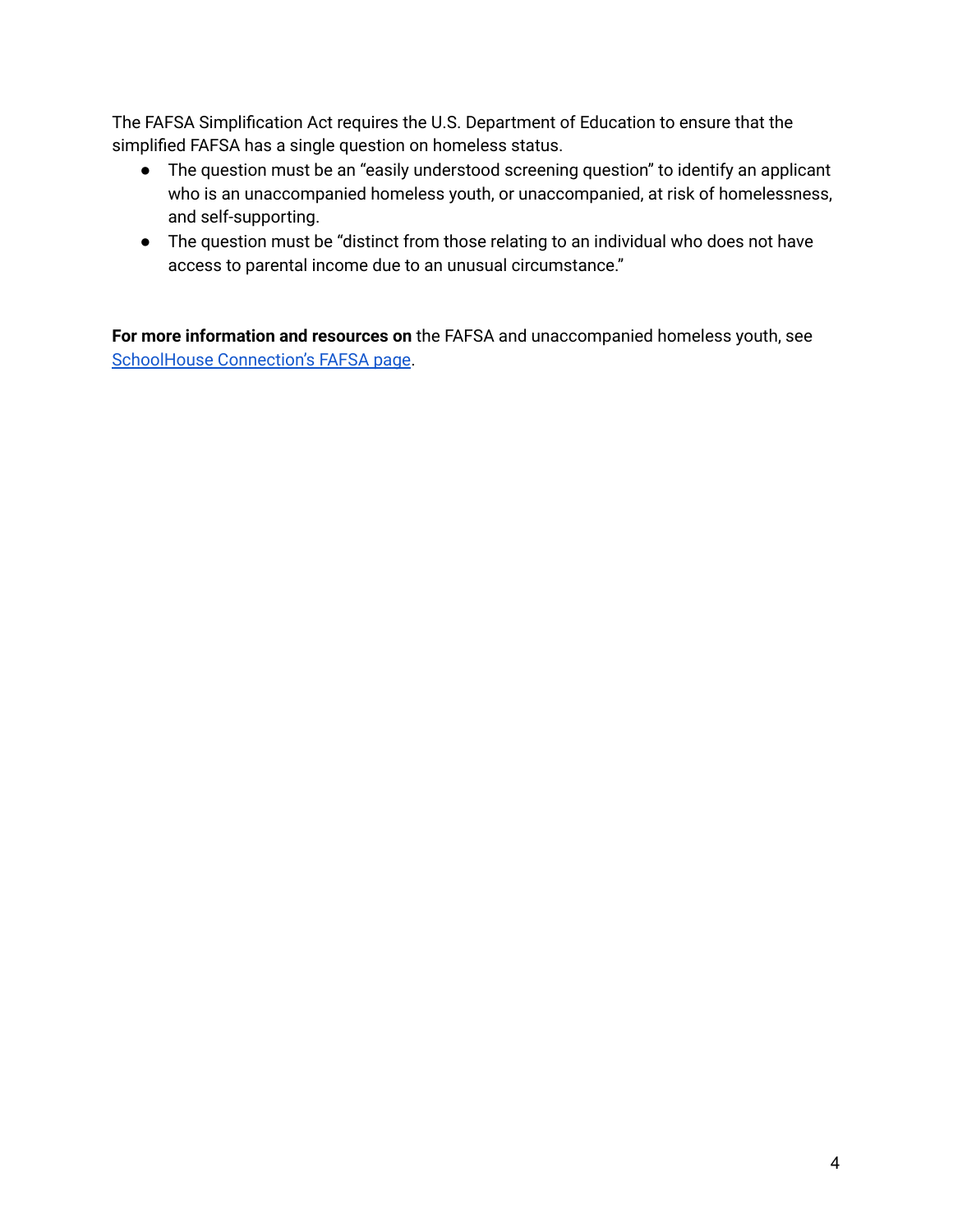The FAFSA Simplification Act requires the U.S. Department of Education to ensure that the simplified FAFSA has a single question on homeless status.

- The question must be an "easily understood screening question" to identify an applicant who is an unaccompanied homeless youth, or unaccompanied, at risk of homelessness, and self-supporting.
- The question must be "distinct from those relating to an individual who does not have access to parental income due to an unusual circumstance."

**For more information and resources on** the FAFSA and unaccompanied homeless youth, see SchoolHouse Connection's FAFSA page.